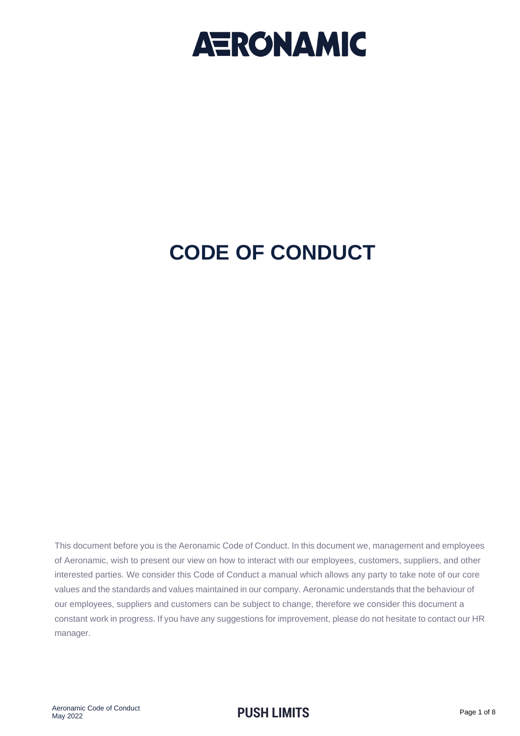# AERONAMIC

# CODE OF CONDUCT

This document before you is the Aeronamic Code of Conduct. In this document we, management and employees of Aeronamic, wish to present our view on how to interact with our employees, customers, suppliers, and other interested parties. We consider this Code of Conduct a manual which allows any party to take note of our core values and the standards and values maintained in our company. Aeronamic understands that the behaviour of our employees, suppliers and customers can be subject to change, therefore we consider this document a constant work in progress. If you have any suggestions for improvement, please do not hesitate to contact our HR manager.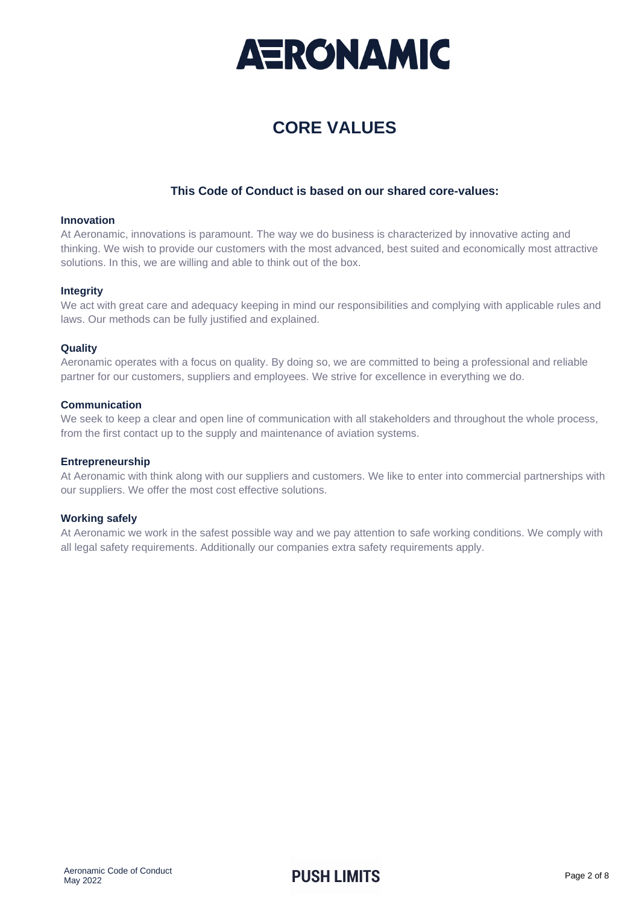# CORE VALUES

### This Code of Conduct is based on our shared core-values:

**Innovation**
At Aeronamic, innovations is paramount. The way we do business is characterized by innovative acting and thinking. We wish to provide our customers with the most advanced, best suited and economically most attractive solutions. In this, we are willing and able to think out of the box.

**Integrity**
We act with great care and adequacy keeping in mind our responsibilities and complying with applicable rules and laws. Our methods can be fully justified and explained.

**Quality**
Aeronamic operates with a focus on quality. By doing so, we are committed to being a professional and reliable partner for our customers, suppliers and employees. We strive for excellence in everything we do.

**Communication**
We seek to keep a clear and open line of communication with all stakeholders and throughout the whole process, from the first contact up to the supply and maintenance of aviation systems.

**Entrepreneurship**
At Aeronamic with think along with our suppliers and customers. We like to enter into commercial partnerships with our suppliers. We offer the most cost effective solutions.

**Working safely**
At Aeronamic we work in the safest possible way and we pay attention to safe working conditions. We comply with all legal safety requirements. Additionally our companies extra safety requirements apply.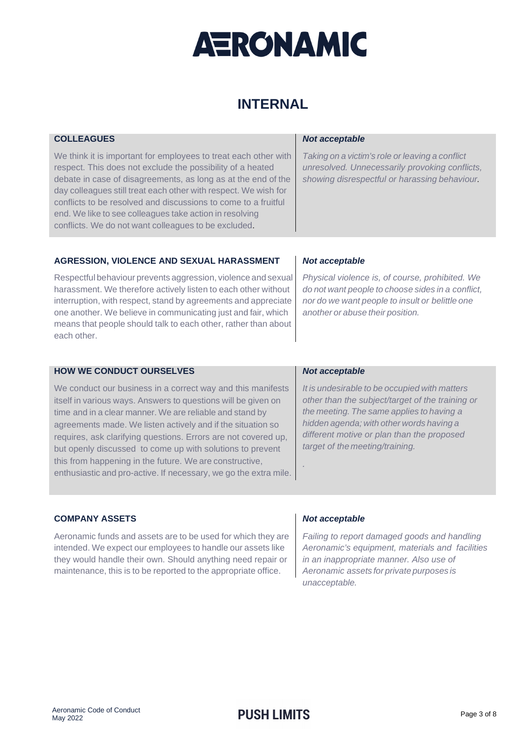# INTERNAL

### COLLEAGUES

We think it is important for employees to treat each other with respect. This does not exclude the possibility of a heated debate in case of disagreements, as long as at the end of the day colleagues still treat each other with respect. We wish for conflicts to be resolved and discussions to come to a fruitful end. We like to see colleagues take action in resolving conflicts. We do not want colleagues to be excluded.

***Not acceptable***

*Taking on a victim's role or leaving a conflict unresolved. Unnecessarily provoking conflicts, showing disrespectful or harassing behaviour.*

### AGRESSION, VIOLENCE AND SEXUAL HARASSMENT

Respectful behaviour prevents aggression, violence and sexual harassment. We therefore actively listen to each other without interruption, with respect, stand by agreements and appreciate one another. We believe in communicating just and fair, which means that people should talk to each other, rather than about each other.

***Not acceptable***

*Physical violence is, of course, prohibited. We do not want people to choose sides in a conflict, nor do we want people to insult or belittle one another or abuse their position.*

### HOW WE CONDUCT OURSELVES

We conduct our business in a correct way and this manifests itself in various ways. Answers to questions will be given on time and in a clear manner. We are reliable and stand by agreements made. We listen actively and if the situation so requires, ask clarifying questions. Errors are not covered up, but openly discussed to come up with solutions to prevent this from happening in the future. We are constructive, enthusiastic and pro-active. If necessary, we go the extra mile.

***Not acceptable***

*It is undesirable to be occupied with matters other than the subject/target of the training or the meeting. The same applies to having a hidden agenda; with other words having a different motive or plan than the proposed target of the meeting/training.*

### COMPANY ASSETS

Aeronamic funds and assets are to be used for which they are intended. We expect our employees to handle our assets like they would handle their own. Should anything need repair or maintenance, this is to be reported to the appropriate office.

***Not acceptable***

*Failing to report damaged goods and handling Aeronamic's equipment, materials and facilities in an inappropriate manner. Also use of Aeronamic assets for private purposes is unacceptable.*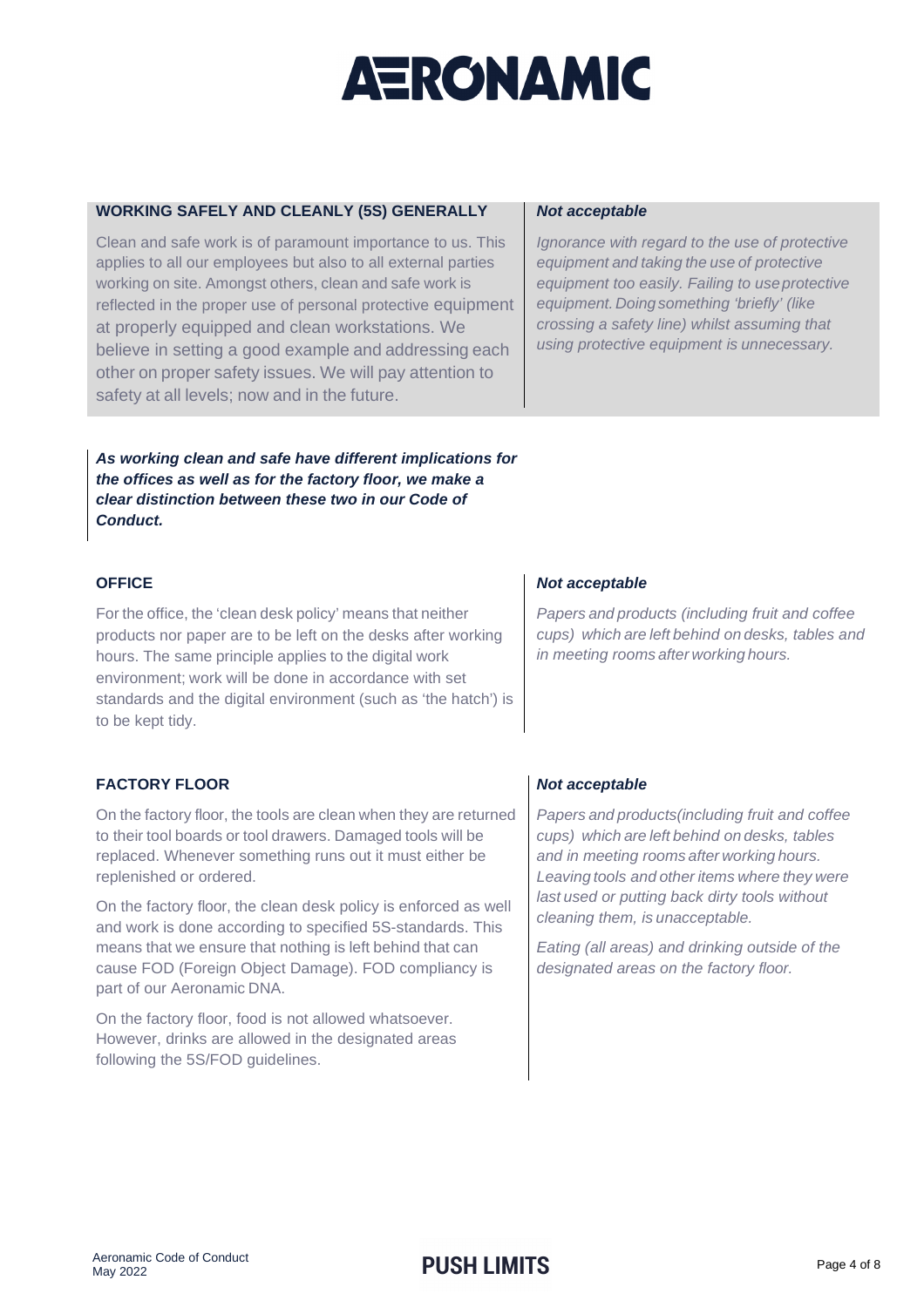## WORKING SAFELY AND CLEANLY (5S) GENERALLY

Clean and safe work is of paramount importance to us. This applies to all our employees but also to all external parties working on site. Amongst others, clean and safe work is reflected in the proper use of personal protective equipment at properly equipped and clean workstations. We believe in setting a good example and addressing each other on proper safety issues. We will pay attention to safety at all levels; now and in the future.

***Not acceptable***

*Ignorance with regard to the use of protective equipment and taking the use of protective equipment too easily. Failing to use protective equipment. Doing something 'briefly' (like crossing a safety line) whilst assuming that using protective equipment is unnecessary.*

***As working clean and safe have different implications for the offices as well as for the factory floor, we make a clear distinction between these two in our Code of Conduct.***

### OFFICE

For the office, the 'clean desk policy' means that neither products nor paper are to be left on the desks after working hours. The same principle applies to the digital work environment; work will be done in accordance with set standards and the digital environment (such as 'the hatch') is to be kept tidy.

***Not acceptable***

*Papers and products (including fruit and coffee cups) which are left behind on desks, tables and in meeting rooms after working hours.*

### FACTORY FLOOR

On the factory floor, the tools are clean when they are returned to their tool boards or tool drawers. Damaged tools will be replaced. Whenever something runs out it must either be replenished or ordered.

On the factory floor, the clean desk policy is enforced as well and work is done according to specified 5S-standards. This means that we ensure that nothing is left behind that can cause FOD (Foreign Object Damage). FOD compliancy is part of our Aeronamic DNA.

On the factory floor, food is not allowed whatsoever. However, drinks are allowed in the designated areas following the 5S/FOD guidelines.

***Not acceptable***

*Papers and products(including fruit and coffee cups) which are left behind on desks, tables and in meeting rooms after working hours. Leaving tools and other items where they were last used or putting back dirty tools without cleaning them, is unacceptable.*

*Eating (all areas) and drinking outside of the designated areas on the factory floor.*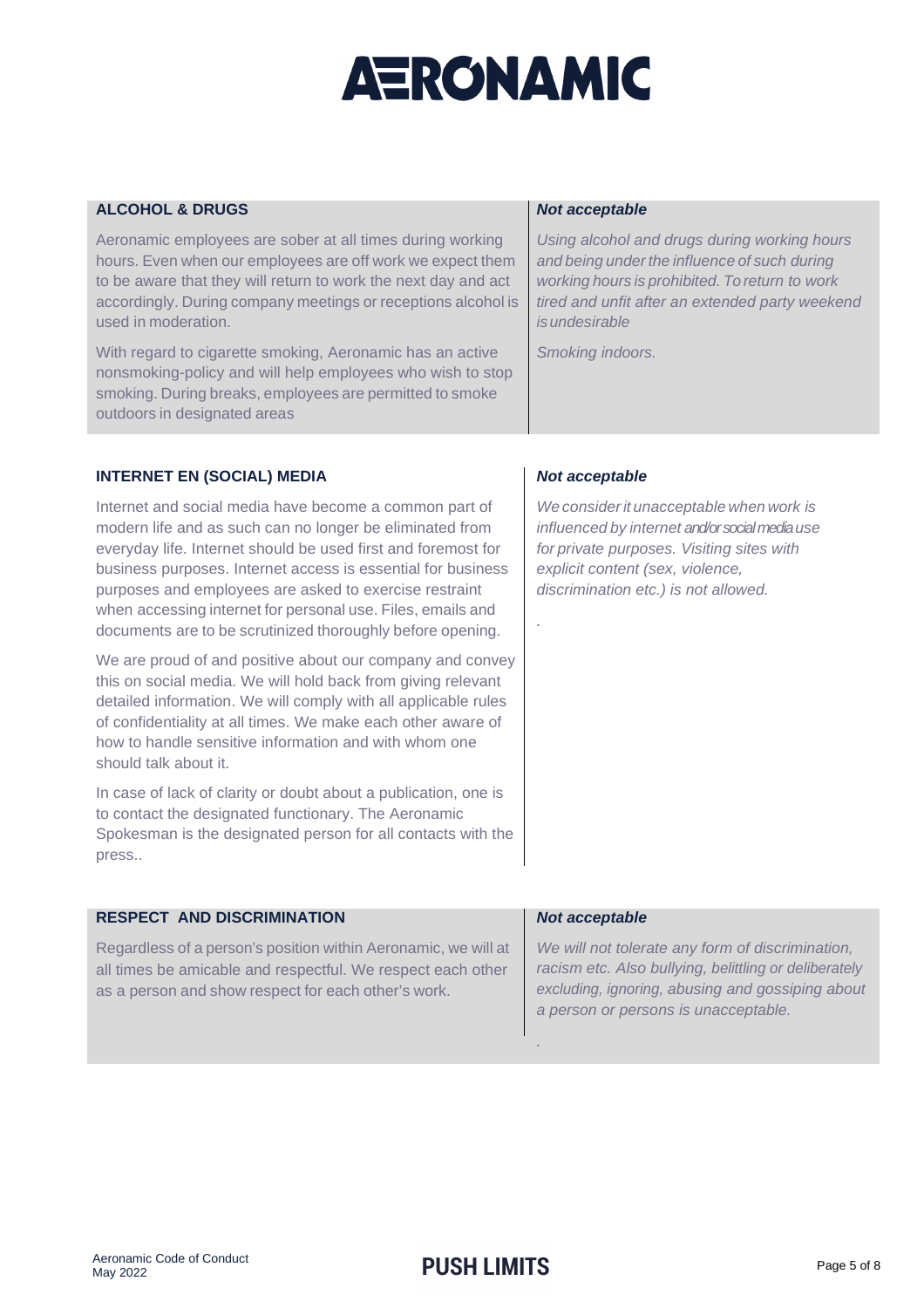## ALCOHOL & DRUGS

Aeronamic employees are sober at all times during working hours. Even when our employees are off work we expect them to be aware that they will return to work the next day and act accordingly. During company meetings or receptions alcohol is used in moderation.

With regard to cigarette smoking, Aeronamic has an active nonsmoking-policy and will help employees who wish to stop smoking. During breaks, employees are permitted to smoke outdoors in designated areas

***Not acceptable***

*Using alcohol and drugs during working hours and being under the influence of such during working hours is prohibited. To return to work tired and unfit after an extended party weekend is undesirable*

*Smoking indoors.*

## INTERNET EN (SOCIAL) MEDIA

Internet and social media have become a common part of modern life and as such can no longer be eliminated from everyday life. Internet should be used first and foremost for business purposes. Internet access is essential for business purposes and employees are asked to exercise restraint when accessing internet for personal use. Files, emails and documents are to be scrutinized thoroughly before opening.

We are proud of and positive about our company and convey this on social media. We will hold back from giving relevant detailed information. We will comply with all applicable rules of confidentiality at all times. We make each other aware of how to handle sensitive information and with whom one should talk about it.

In case of lack of clarity or doubt about a publication, one is to contact the designated functionary. The Aeronamic Spokesman is the designated person for all contacts with the press..

***Not acceptable***

*We consider it unacceptable when work is influenced by internet and/or social media use for private purposes. Visiting sites with explicit content (sex, violence, discrimination etc.) is not allowed.*

## RESPECT AND DISCRIMINATION

Regardless of a person's position within Aeronamic, we will at all times be amicable and respectful. We respect each other as a person and show respect for each other's work.

***Not acceptable***

*We will not tolerate any form of discrimination, racism etc. Also bullying, belittling or deliberately excluding, ignoring, abusing and gossiping about a person or persons is unacceptable.*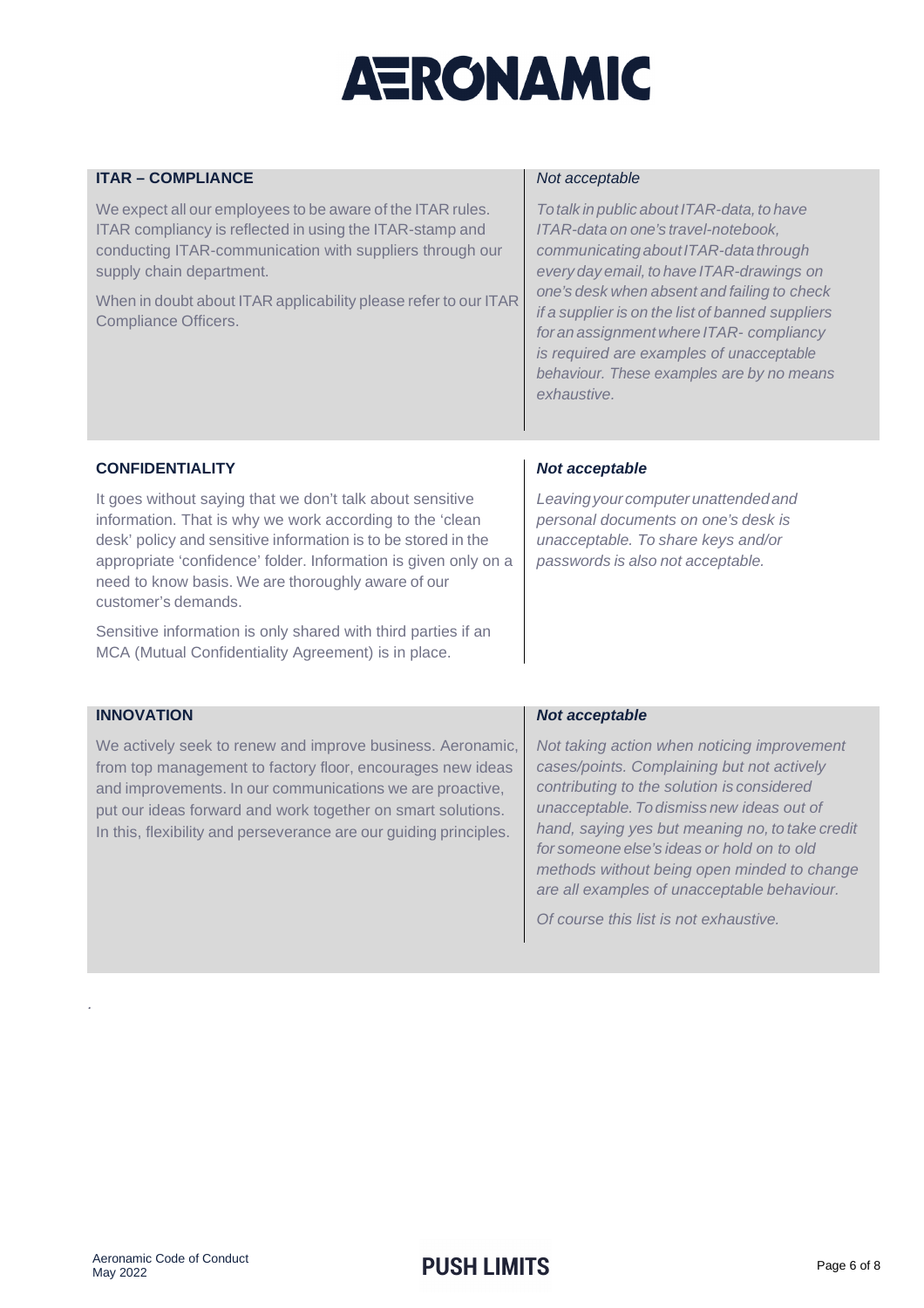## ITAR – COMPLIANCE

We expect all our employees to be aware of the ITAR rules. ITAR compliancy is reflected in using the ITAR-stamp and conducting ITAR-communication with suppliers through our supply chain department.

When in doubt about ITAR applicability please refer to our ITAR Compliance Officers.

*Not acceptable*

*To talk in public about ITAR-data, to have ITAR-data on one's travel-notebook, communicating about ITAR-data through every day email, to have ITAR-drawings on one's desk when absent and failing to check if a supplier is on the list of banned suppliers for an assignment where ITAR- compliancy is required are examples of unacceptable behaviour. These examples are by no means exhaustive.*

## CONFIDENTIALITY

It goes without saying that we don't talk about sensitive information. That is why we work according to the 'clean desk' policy and sensitive information is to be stored in the appropriate 'confidence' folder. Information is given only on a need to know basis. We are thoroughly aware of our customer's demands.

Sensitive information is only shared with third parties if an MCA (Mutual Confidentiality Agreement) is in place.

***Not acceptable***

*Leaving your computer unattended and personal documents on one's desk is unacceptable. To share keys and/or passwords is also not acceptable.*

## INNOVATION

We actively seek to renew and improve business. Aeronamic, from top management to factory floor, encourages new ideas and improvements. In our communications we are proactive, put our ideas forward and work together on smart solutions. In this, flexibility and perseverance are our guiding principles.

***Not acceptable***

*Not taking action when noticing improvement cases/points. Complaining but not actively contributing to the solution is considered unacceptable. To dismiss new ideas out of hand, saying yes but meaning no, to take credit for someone else's ideas or hold on to old methods without being open minded to change are all examples of unacceptable behaviour.*

*Of course this list is not exhaustive.*

.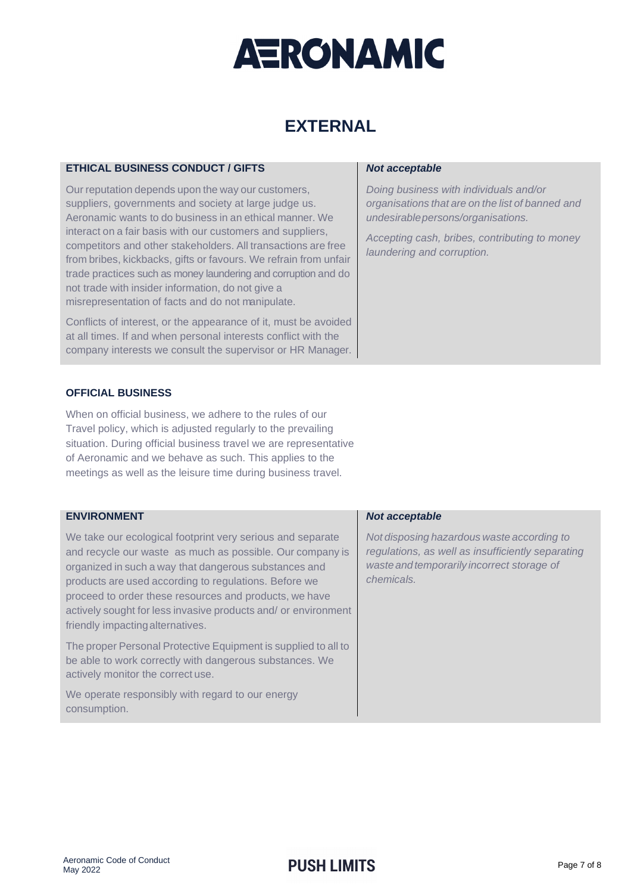# EXTERNAL

### ETHICAL BUSINESS CONDUCT / GIFTS

Our reputation depends upon the way our customers, suppliers, governments and society at large judge us. Aeronamic wants to do business in an ethical manner. We interact on a fair basis with our customers and suppliers, competitors and other stakeholders. All transactions are free from bribes, kickbacks, gifts or favours. We refrain from unfair trade practices such as money laundering and corruption and do not trade with insider information, do not give a misrepresentation of facts and do not manipulate.

Conflicts of interest, or the appearance of it, must be avoided at all times. If and when personal interests conflict with the company interests we consult the supervisor or HR Manager.

***Not acceptable***

*Doing business with individuals and/or organisations that are on the list of banned and undesirable persons/organisations.*

*Accepting cash, bribes, contributing to money laundering and corruption.*

### OFFICIAL BUSINESS

When on official business, we adhere to the rules of our Travel policy, which is adjusted regularly to the prevailing situation. During official business travel we are representative of Aeronamic and we behave as such. This applies to the meetings as well as the leisure time during business travel.

### ENVIRONMENT

We take our ecological footprint very serious and separate and recycle our waste as much as possible. Our company is organized in such a way that dangerous substances and products are used according to regulations. Before we proceed to order these resources and products, we have actively sought for less invasive products and/ or environment friendly impacting alternatives.

The proper Personal Protective Equipment is supplied to all to be able to work correctly with dangerous substances. We actively monitor the correct use.

We operate responsibly with regard to our energy consumption.

***Not acceptable***

*Not disposing hazardous waste according to regulations, as well as insufficiently separating waste and temporarily incorrect storage of chemicals.*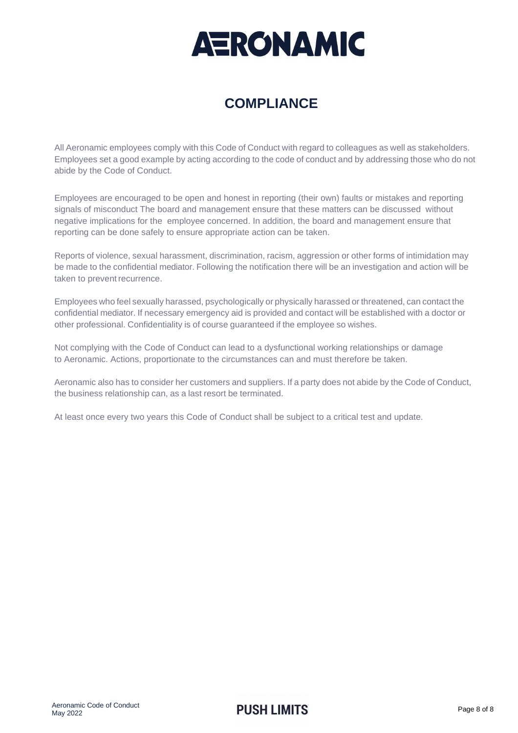# COMPLIANCE

All Aeronamic employees comply with this Code of Conduct with regard to colleagues as well as stakeholders. Employees set a good example by acting according to the code of conduct and by addressing those who do not abide by the Code of Conduct.

Employees are encouraged to be open and honest in reporting (their own) faults or mistakes and reporting signals of misconduct The board and management ensure that these matters can be discussed without negative implications for the employee concerned. In addition, the board and management ensure that reporting can be done safely to ensure appropriate action can be taken.

Reports of violence, sexual harassment, discrimination, racism, aggression or other forms of intimidation may be made to the confidential mediator. Following the notification there will be an investigation and action will be taken to prevent recurrence.

Employees who feel sexually harassed, psychologically or physically harassed or threatened, can contact the confidential mediator. If necessary emergency aid is provided and contact will be established with a doctor or other professional. Confidentiality is of course guaranteed if the employee so wishes.

Not complying with the Code of Conduct can lead to a dysfunctional working relationships or damage to Aeronamic. Actions, proportionate to the circumstances can and must therefore be taken.

Aeronamic also has to consider her customers and suppliers. If a party does not abide by the Code of Conduct, the business relationship can, as a last resort be terminated.

At least once every two years this Code of Conduct shall be subject to a critical test and update.